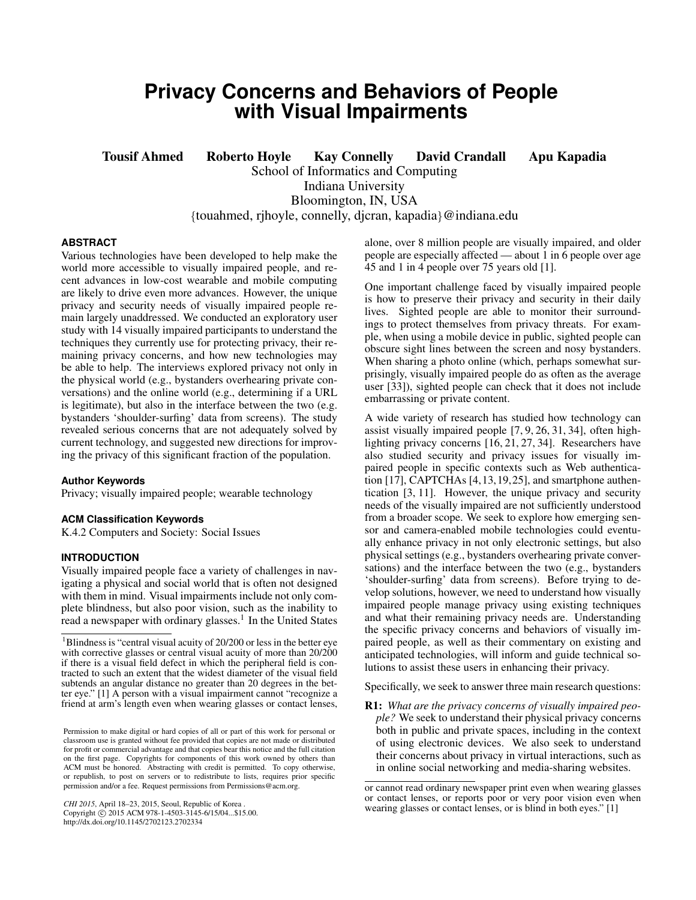# Privacy Concerns and Behaviors of People with Visual Impairments

**Tousif Ahmed Roberto Hoyle Kay Connelly David Crandall Apu Kapadia**

School of Informatics and Computing
Indiana University
Bloomington, IN, USA
{touahmed, rjhoyle, connelly, djcran, kapadia}@indiana.edu

## ABSTRACT

Various technologies have been developed to help make the world more accessible to visually impaired people, and recent advances in low-cost wearable and mobile computing are likely to drive even more advances. However, the unique privacy and security needs of visually impaired people remain largely unaddressed. We conducted an exploratory user study with 14 visually impaired participants to understand the techniques they currently use for protecting privacy, their remaining privacy concerns, and how new technologies may be able to help. The interviews explored privacy not only in the physical world (e.g., bystanders overhearing private conversations) and the online world (e.g., determining if a URL is legitimate), but also in the interface between the two (e.g. bystanders 'shoulder-surfing' data from screens). The study revealed serious concerns that are not adequately solved by current technology, and suggested new directions for improving the privacy of this significant fraction of the population.

### Author Keywords

Privacy; visually impaired people; wearable technology

### ACM Classification Keywords

K.4.2 Computers and Society: Social Issues

## INTRODUCTION

Visually impaired people face a variety of challenges in navigating a physical and social world that is often not designed with them in mind. Visual impairments include not only complete blindness, but also poor vision, such as the inability to read a newspaper with ordinary glasses.[1] In the United States alone, over 8 million people are visually impaired, and older people are especially affected — about 1 in 6 people over age 45 and 1 in 4 people over 75 years old [1].

One important challenge faced by visually impaired people is how to preserve their privacy and security in their daily lives. Sighted people are able to monitor their surroundings to protect themselves from privacy threats. For example, when using a mobile device in public, sighted people can obscure sight lines between the screen and nosy bystanders. When sharing a photo online (which, perhaps somewhat surprisingly, visually impaired people do as often as the average user [33]), sighted people can check that it does not include embarrassing or private content.

A wide variety of research has studied how technology can assist visually impaired people [7, 9, 26, 31, 34], often highlighting privacy concerns [16, 21, 27, 34]. Researchers have also studied security and privacy issues for visually impaired people in specific contexts such as Web authentication [17], CAPTCHAs [4,13,19,25], and smartphone authentication [3, 11]. However, the unique privacy and security needs of the visually impaired are not sufficiently understood from a broader scope. We seek to explore how emerging sensor and camera-enabled mobile technologies could eventually enhance privacy in not only electronic settings, but also physical settings (e.g., bystanders overhearing private conversations) and the interface between the two (e.g., bystanders 'shoulder-surfing' data from screens). Before trying to develop solutions, however, we need to understand how visually impaired people manage privacy using existing techniques and what their remaining privacy needs are. Understanding the specific privacy concerns and behaviors of visually impaired people, as well as their commentary on existing and anticipated technologies, will inform and guide technical solutions to assist these users in enhancing their privacy.

Specifically, we seek to answer three main research questions:

**R1:** *What are the privacy concerns of visually impaired people?* We seek to understand their physical privacy concerns both in public and private spaces, including in the context of using electronic devices. We also seek to understand their concerns about privacy in virtual interactions, such as in online social networking and media-sharing websites.

[1] Blindness is "central visual acuity of 20/200 or less in the better eye with corrective glasses or central visual acuity of more than 20/200 if there is a visual field defect in which the peripheral field is contracted to such an extent that the widest diameter of the visual field subtends an angular distance no greater than 20 degrees in the better eye." [1] A person with a visual impairment cannot "recognize a friend at arm's length even when wearing glasses or contact lenses, or cannot read ordinary newspaper print even when wearing glasses or contact lenses, or reports poor or very poor vision even when wearing glasses or contact lenses, or is blind in both eyes." [1]

Permission to make digital or hard copies of all or part of this work for personal or classroom use is granted without fee provided that copies are not made or distributed for profit or commercial advantage and that copies bear this notice and the full citation on the first page. Copyrights for components of this work owned by others than ACM must be honored. Abstracting with credit is permitted. To copy otherwise, or republish, to post on servers or to redistribute to lists, requires prior specific permission and/or a fee. Request permissions from Permissions@acm.org.

*CHI 2015*, April 18–23, 2015, Seoul, Republic of Korea .
Copyright © 2015 ACM 978-1-4503-3145-6/15/04...$15.00.
http://dx.doi.org/10.1145/2702123.2702334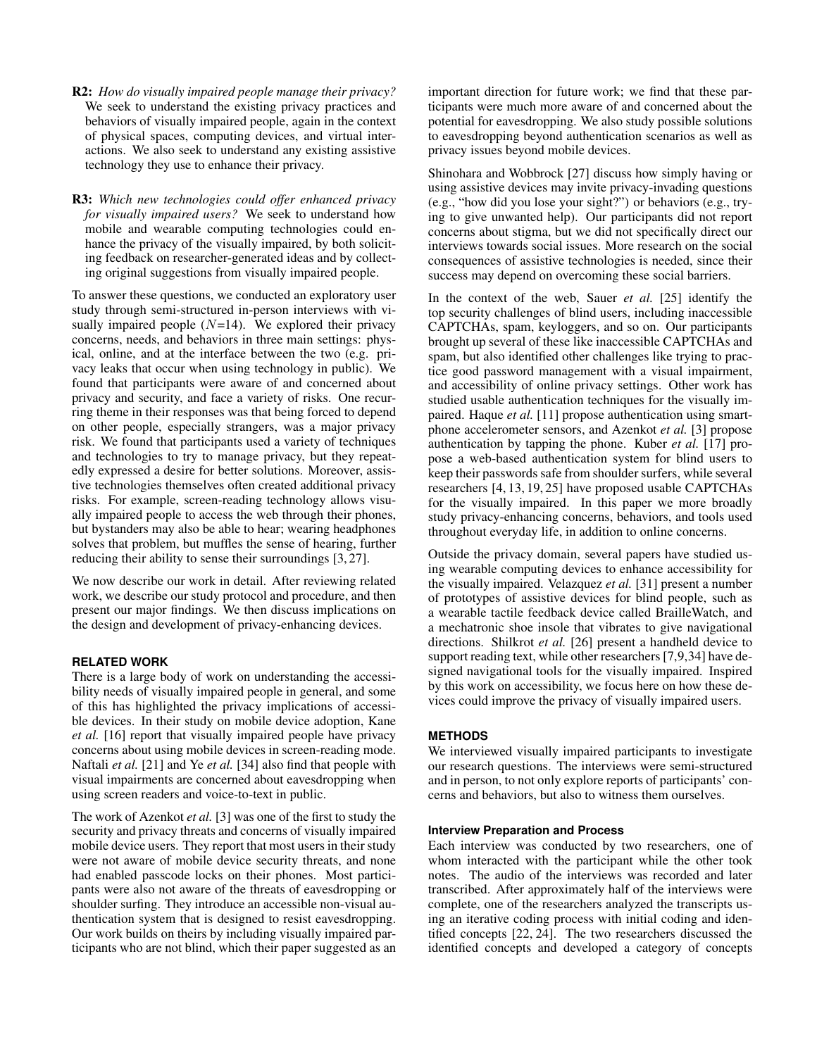**R2:** *How do visually impaired people manage their privacy?* We seek to understand the existing privacy practices and behaviors of visually impaired people, again in the context of physical spaces, computing devices, and virtual interactions. We also seek to understand any existing assistive technology they use to enhance their privacy.

**R3:** *Which new technologies could offer enhanced privacy for visually impaired users?* We seek to understand how mobile and wearable computing technologies could enhance the privacy of the visually impaired, by both soliciting feedback on researcher-generated ideas and by collecting original suggestions from visually impaired people.

To answer these questions, we conducted an exploratory user study through semi-structured in-person interviews with visually impaired people ($N$=14). We explored their privacy concerns, needs, and behaviors in three main settings: physical, online, and at the interface between the two (e.g. privacy leaks that occur when using technology in public). We found that participants were aware of and concerned about privacy and security, and face a variety of risks. One recurring theme in their responses was that being forced to depend on other people, especially strangers, was a major privacy risk. We found that participants used a variety of techniques and technologies to try to manage privacy, but they repeatedly expressed a desire for better solutions. Moreover, assistive technologies themselves often created additional privacy risks. For example, screen-reading technology allows visually impaired people to access the web through their phones, but bystanders may also be able to hear; wearing headphones solves that problem, but muffles the sense of hearing, further reducing their ability to sense their surroundings [3, 27].

We now describe our work in detail. After reviewing related work, we describe our study protocol and procedure, and then present our major findings. We then discuss implications on the design and development of privacy-enhancing devices.

## RELATED WORK

There is a large body of work on understanding the accessibility needs of visually impaired people in general, and some of this has highlighted the privacy implications of accessible devices. In their study on mobile device adoption, Kane *et al.* [16] report that visually impaired people have privacy concerns about using mobile devices in screen-reading mode. Naftali *et al.* [21] and Ye *et al.* [34] also find that people with visual impairments are concerned about eavesdropping when using screen readers and voice-to-text in public.

The work of Azenkot *et al.* [3] was one of the first to study the security and privacy threats and concerns of visually impaired mobile device users. They report that most users in their study were not aware of mobile device security threats, and none had enabled passcode locks on their phones. Most participants were also not aware of the threats of eavesdropping or shoulder surfing. They introduce an accessible non-visual authentication system that is designed to resist eavesdropping. Our work builds on theirs by including visually impaired participants who are not blind, which their paper suggested as an important direction for future work; we find that these participants were much more aware of and concerned about the potential for eavesdropping. We also study possible solutions to eavesdropping beyond authentication scenarios as well as privacy issues beyond mobile devices.

Shinohara and Wobbrock [27] discuss how simply having or using assistive devices may invite privacy-invading questions (e.g., "how did you lose your sight?") or behaviors (e.g., trying to give unwanted help). Our participants did not report concerns about stigma, but we did not specifically direct our interviews towards social issues. More research on the social consequences of assistive technologies is needed, since their success may depend on overcoming these social barriers.

In the context of the web, Sauer *et al.* [25] identify the top security challenges of blind users, including inaccessible CAPTCHAs, spam, keyloggers, and so on. Our participants brought up several of these like inaccessible CAPTCHAs and spam, but also identified other challenges like trying to practice good password management with a visual impairment, and accessibility of online privacy settings. Other work has studied usable authentication techniques for the visually impaired. Haque *et al.* [11] propose authentication using smartphone accelerometer sensors, and Azenkot *et al.* [3] propose authentication by tapping the phone. Kuber *et al.* [17] propose a web-based authentication system for blind users to keep their passwords safe from shoulder surfers, while several researchers [4, 13, 19, 25] have proposed usable CAPTCHAs for the visually impaired. In this paper we more broadly study privacy-enhancing concerns, behaviors, and tools used throughout everyday life, in addition to online concerns.

Outside the privacy domain, several papers have studied using wearable computing devices to enhance accessibility for the visually impaired. Velazquez *et al.* [31] present a number of prototypes of assistive devices for blind people, such as a wearable tactile feedback device called BrailleWatch, and a mechatronic shoe insole that vibrates to give navigational directions. Shilkrot *et al.* [26] present a handheld device to support reading text, while other researchers [7,9,34] have designed navigational tools for the visually impaired. Inspired by this work on accessibility, we focus here on how these devices could improve the privacy of visually impaired users.

## METHODS

We interviewed visually impaired participants to investigate our research questions. The interviews were semi-structured and in person, to not only explore reports of participants' concerns and behaviors, but also to witness them ourselves.

### Interview Preparation and Process

Each interview was conducted by two researchers, one of whom interacted with the participant while the other took notes. The audio of the interviews was recorded and later transcribed. After approximately half of the interviews were complete, one of the researchers analyzed the transcripts using an iterative coding process with initial coding and identified concepts [22, 24]. The two researchers discussed the identified concepts and developed a category of concepts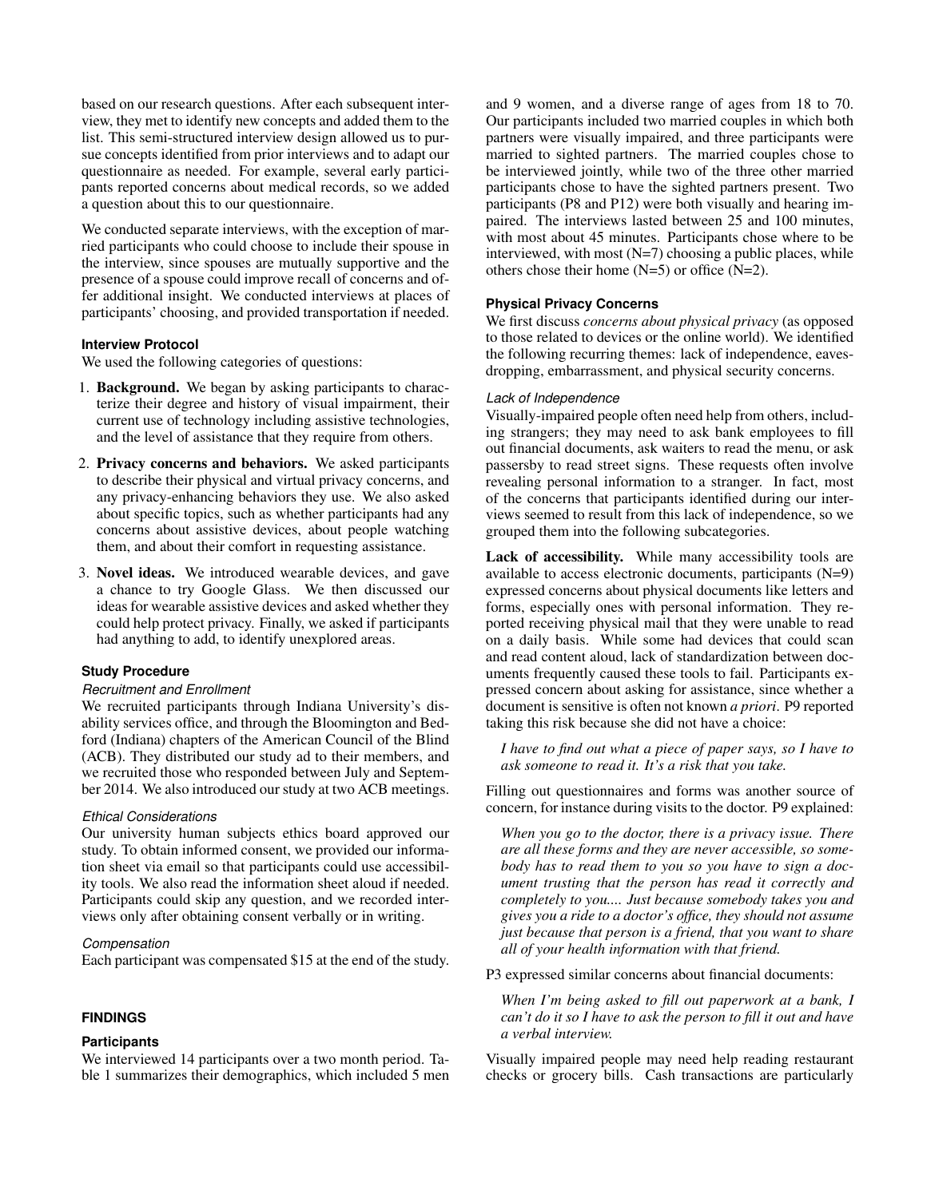based on our research questions. After each subsequent interview, they met to identify new concepts and added them to the list. This semi-structured interview design allowed us to pursue concepts identified from prior interviews and to adapt our questionnaire as needed. For example, several early participants reported concerns about medical records, so we added a question about this to our questionnaire.

We conducted separate interviews, with the exception of married participants who could choose to include their spouse in the interview, since spouses are mutually supportive and the presence of a spouse could improve recall of concerns and offer additional insight. We conducted interviews at places of participants' choosing, and provided transportation if needed.

### Interview Protocol

We used the following categories of questions:

1. **Background.** We began by asking participants to characterize their degree and history of visual impairment, their current use of technology including assistive technologies, and the level of assistance that they require from others.
2. **Privacy concerns and behaviors.** We asked participants to describe their physical and virtual privacy concerns, and any privacy-enhancing behaviors they use. We also asked about specific topics, such as whether participants had any concerns about assistive devices, about people watching them, and about their comfort in requesting assistance.
3. **Novel ideas.** We introduced wearable devices, and gave a chance to try Google Glass. We then discussed our ideas for wearable assistive devices and asked whether they could help protect privacy. Finally, we asked if participants had anything to add, to identify unexplored areas.

### Study Procedure

#### *Recruitment and Enrollment*

We recruited participants through Indiana University's disability services office, and through the Bloomington and Bedford (Indiana) chapters of the American Council of the Blind (ACB). They distributed our study ad to their members, and we recruited those who responded between July and September 2014. We also introduced our study at two ACB meetings.

#### *Ethical Considerations*

Our university human subjects ethics board approved our study. To obtain informed consent, we provided our information sheet via email so that participants could use accessibility tools. We also read the information sheet aloud if needed. Participants could skip any question, and we recorded interviews only after obtaining consent verbally or in writing.

#### *Compensation*

Each participant was compensated $15 at the end of the study.

## FINDINGS

### Participants

We interviewed 14 participants over a two month period. Table 1 summarizes their demographics, which included 5 men and 9 women, and a diverse range of ages from 18 to 70. Our participants included two married couples in which both partners were visually impaired, and three participants were married to sighted partners. The married couples chose to be interviewed jointly, while two of the three other married participants chose to have the sighted partners present. Two participants (P8 and P12) were both visually and hearing impaired. The interviews lasted between 25 and 100 minutes, with most about 45 minutes. Participants chose where to be interviewed, with most (N=7) choosing a public places, while others chose their home (N=5) or office (N=2).

### Physical Privacy Concerns

We first discuss *concerns about physical privacy* (as opposed to those related to devices or the online world). We identified the following recurring themes: lack of independence, eavesdropping, embarrassment, and physical security concerns.

#### *Lack of Independence*

Visually-impaired people often need help from others, including strangers; they may need to ask bank employees to fill out financial documents, ask waiters to read the menu, or ask passersby to read street signs. These requests often involve revealing personal information to a stranger. In fact, most of the concerns that participants identified during our interviews seemed to result from this lack of independence, so we grouped them into the following subcategories.

**Lack of accessibility.** While many accessibility tools are available to access electronic documents, participants (N=9) expressed concerns about physical documents like letters and forms, especially ones with personal information. They reported receiving physical mail that they were unable to read on a daily basis. While some had devices that could scan and read content aloud, lack of standardization between documents frequently caused these tools to fail. Participants expressed concern about asking for assistance, since whether a document is sensitive is often not known *a priori*. P9 reported taking this risk because she did not have a choice:

> *I have to find out what a piece of paper says, so I have to ask someone to read it. It's a risk that you take.*

Filling out questionnaires and forms was another source of concern, for instance during visits to the doctor. P9 explained:

> *When you go to the doctor, there is a privacy issue. There are all these forms and they are never accessible, so somebody has to read them to you so you have to sign a document trusting that the person has read it correctly and completely to you.... Just because somebody takes you and gives you a ride to a doctor's office, they should not assume just because that person is a friend, that you want to share all of your health information with that friend.*

P3 expressed similar concerns about financial documents:

> *When I'm being asked to fill out paperwork at a bank, I can't do it so I have to ask the person to fill it out and have a verbal interview.*

Visually impaired people may need help reading restaurant checks or grocery bills. Cash transactions are particularly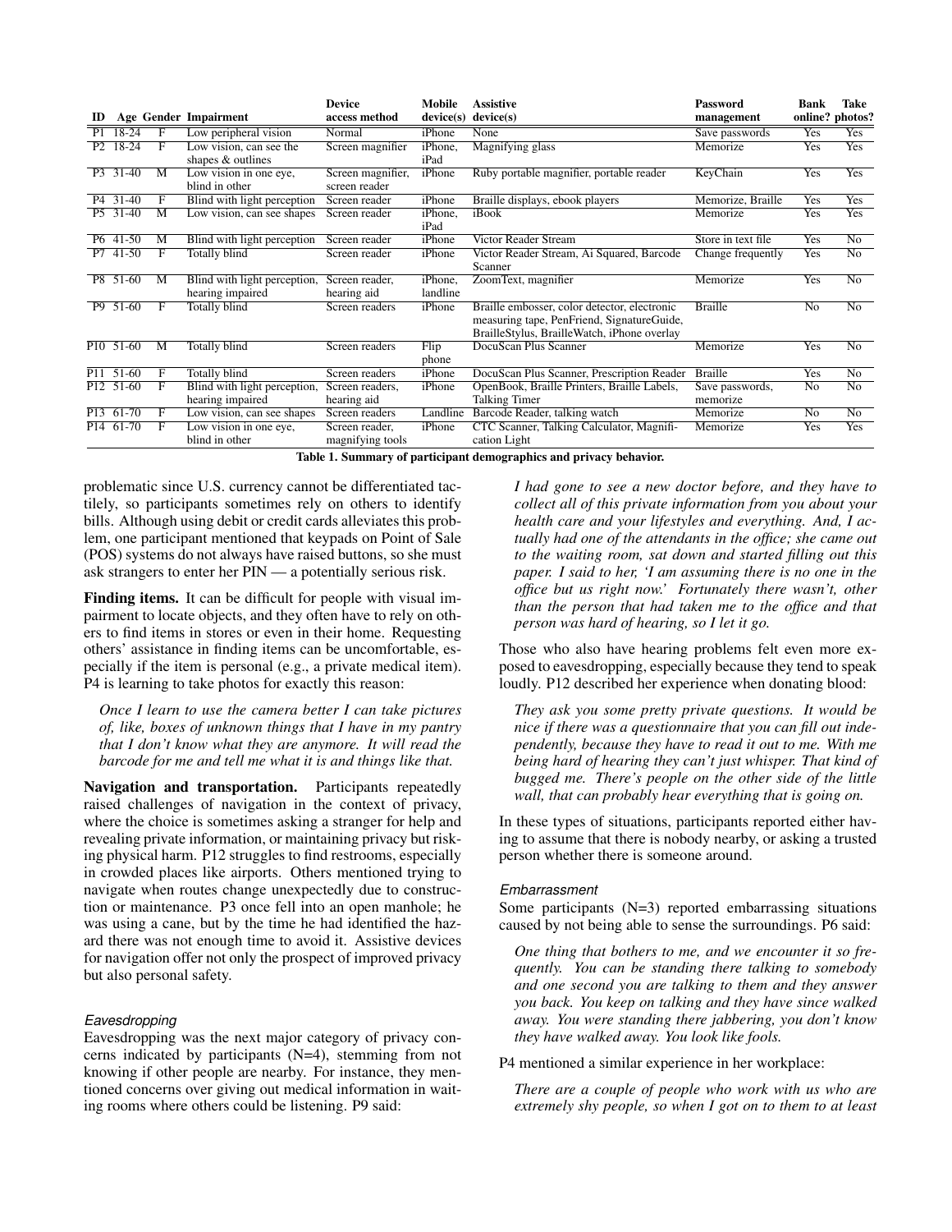| ID | Age | Gender | Impairment | Device access method | Mobile device(s) | Assistive device(s) | Password management | Bank online? | Take photos? |
|---|---|---|---|---|---|---|---|---|---|
| P1 | 18-24 | F | Low peripheral vision | Normal | iPhone | None | Save passwords | Yes | Yes |
| P2 | 18-24 | F | Low vision, can see the shapes & outlines | Screen magnifier | iPhone, iPad | Magnifying glass | Memorize | Yes | Yes |
| P3 | 31-40 | M | Low vision in one eye, blind in other | Screen magnifier, screen reader | iPhone | Ruby portable magnifier, portable reader | KeyChain | Yes | Yes |
| P4 | 31-40 | F | Blind with light perception | Screen reader | iPhone | Braille displays, ebook players | Memorize, Braille | Yes | Yes |
| P5 | 31-40 | M | Low vision, can see shapes | Screen reader | iPhone, iPad | iBook | Memorize | Yes | Yes |
| P6 | 41-50 | M | Blind with light perception | Screen reader | iPhone | Victor Reader Stream | Store in text file | Yes | No |
| P7 | 41-50 | F | Totally blind | Screen reader | iPhone | Victor Reader Stream, Ai Squared, Barcode Scanner | Change frequently | Yes | No |
| P8 | 51-60 | M | Blind with light perception, hearing impaired | Screen reader, hearing aid | iPhone, landline | ZoomText, magnifier | Memorize | Yes | No |
| P9 | 51-60 | F | Totally blind | Screen readers | iPhone | Braille embosser, color detector, electronic measuring tape, PenFriend, SignatureGuide, BrailleStylus, BrailleWatch, iPhone overlay | Braille | No | No |
| P10 | 51-60 | M | Totally blind | Screen readers | Flip phone | DocuScan Plus Scanner | Memorize | Yes | No |
| P11 | 51-60 | F | Totally blind | Screen readers | iPhone | DocuScan Plus Scanner, Prescription Reader | Braille | Yes | No |
| P12 | 51-60 | F | Blind with light perception, hearing impaired | Screen readers, hearing aid | iPhone | OpenBook, Braille Printers, Braille Labels, Talking Timer | Save passwords, memorize | No | No |
| P13 | 61-70 | F | Low vision, can see shapes | Screen readers | Landline | Barcode Reader, talking watch | Memorize | No | No |
| P14 | 61-70 | F | Low vision in one eye, blind in other | Screen reader, magnifying tools | iPhone | CTC Scanner, Talking Calculator, Magnification Light | Memorize | Yes | Yes |

**Table 1. Summary of participant demographics and privacy behavior.**

problematic since U.S. currency cannot be differentiated tactilely, so participants sometimes rely on others to identify bills. Although using debit or credit cards alleviates this problem, one participant mentioned that keypads on Point of Sale (POS) systems do not always have raised buttons, so she must ask strangers to enter her PIN — a potentially serious risk.

**Finding items.** It can be difficult for people with visual impairment to locate objects, and they often have to rely on others to find items in stores or even in their home. Requesting others' assistance in finding items can be uncomfortable, especially if the item is personal (e.g., a private medical item). P4 is learning to take photos for exactly this reason:

> *Once I learn to use the camera better I can take pictures of, like, boxes of unknown things that I have in my pantry that I don't know what they are anymore. It will read the barcode for me and tell me what it is and things like that.*

**Navigation and transportation.** Participants repeatedly raised challenges of navigation in the context of privacy, where the choice is sometimes asking a stranger for help and revealing private information, or maintaining privacy but risking physical harm. P12 struggles to find restrooms, especially in crowded places like airports. Others mentioned trying to navigate when routes change unexpectedly due to construction or maintenance. P3 once fell into an open manhole; he was using a cane, but by the time he had identified the hazard there was not enough time to avoid it. Assistive devices for navigation offer not only the prospect of improved privacy but also personal safety.

### *Eavesdropping*

Eavesdropping was the next major category of privacy concerns indicated by participants (N=4), stemming from not knowing if other people are nearby. For instance, they mentioned concerns over giving out medical information in waiting rooms where others could be listening. P9 said:

> *I had gone to see a new doctor before, and they have to collect all of this private information from you about your health care and your lifestyles and everything. And, I actually had one of the attendants in the office; she came out to the waiting room, sat down and started filling out this paper. I said to her, 'I am assuming there is no one in the office but us right now.' Fortunately there wasn't, other than the person that had taken me to the office and that person was hard of hearing, so I let it go.*

Those who also have hearing problems felt even more exposed to eavesdropping, especially because they tend to speak loudly. P12 described her experience when donating blood:

> *They ask you some pretty private questions. It would be nice if there was a questionnaire that you can fill out independently, because they have to read it out to me. With me being hard of hearing they can't just whisper. That kind of bugged me. There's people on the other side of the little wall, that can probably hear everything that is going on.*

In these types of situations, participants reported either having to assume that there is nobody nearby, or asking a trusted person whether there is someone around.

### *Embarrassment*

Some participants (N=3) reported embarrassing situations caused by not being able to sense the surroundings. P6 said:

> *One thing that bothers to me, and we encounter it so frequently. You can be standing there talking to somebody and one second you are talking to them and they answer you back. You keep on talking and they have since walked away. You were standing there jabbering, you don't know they have walked away. You look like fools.*

P4 mentioned a similar experience in her workplace:

> *There are a couple of people who work with us who are extremely shy people, so when I got on to them to at least*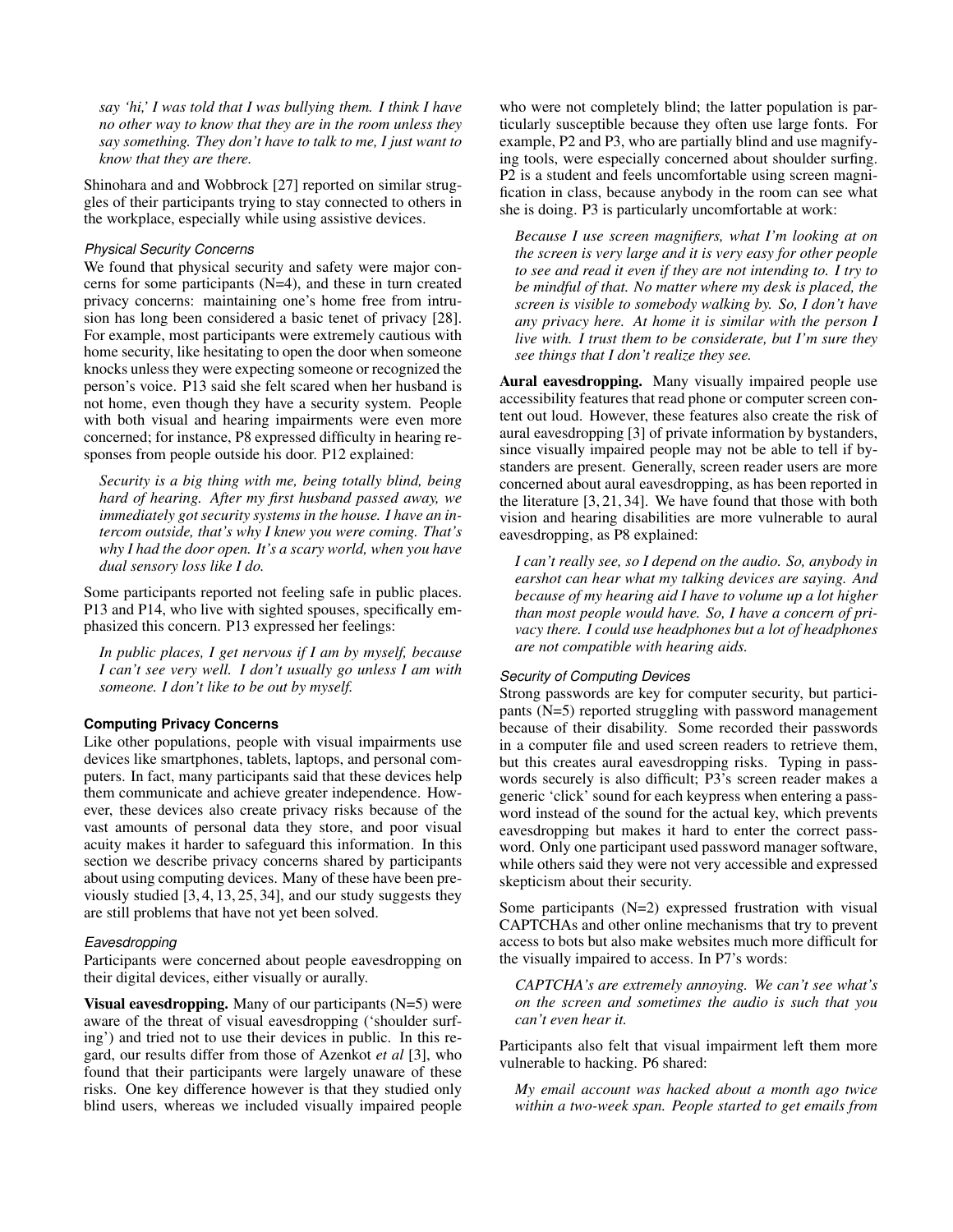*say 'hi,' I was told that I was bullying them. I think I have no other way to know that they are in the room unless they say something. They don't have to talk to me, I just want to know that they are there.*

Shinohara and and Wobbrock [27] reported on similar struggles of their participants trying to stay connected to others in the workplace, especially while using assistive devices.

#### *Physical Security Concerns*

We found that physical security and safety were major concerns for some participants (N=4), and these in turn created privacy concerns: maintaining one's home free from intrusion has long been considered a basic tenet of privacy [28]. For example, most participants were extremely cautious with home security, like hesitating to open the door when someone knocks unless they were expecting someone or recognized the person's voice. P13 said she felt scared when her husband is not home, even though they have a security system. People with both visual and hearing impairments were even more concerned; for instance, P8 expressed difficulty in hearing responses from people outside his door. P12 explained:

*Security is a big thing with me, being totally blind, being hard of hearing. After my first husband passed away, we immediately got security systems in the house. I have an intercom outside, that's why I knew you were coming. That's why I had the door open. It's a scary world, when you have dual sensory loss like I do.*

Some participants reported not feeling safe in public places. P13 and P14, who live with sighted spouses, specifically emphasized this concern. P13 expressed her feelings:

*In public places, I get nervous if I am by myself, because I can't see very well. I don't usually go unless I am with someone. I don't like to be out by myself.*

### Computing Privacy Concerns

Like other populations, people with visual impairments use devices like smartphones, tablets, laptops, and personal computers. In fact, many participants said that these devices help them communicate and achieve greater independence. However, these devices also create privacy risks because of the vast amounts of personal data they store, and poor visual acuity makes it harder to safeguard this information. In this section we describe privacy concerns shared by participants about using computing devices. Many of these have been previously studied [3, 4, 13, 25, 34], and our study suggests they are still problems that have not yet been solved.

#### *Eavesdropping*

Participants were concerned about people eavesdropping on their digital devices, either visually or aurally.

**Visual eavesdropping.** Many of our participants (N=5) were aware of the threat of visual eavesdropping ('shoulder surfing') and tried not to use their devices in public. In this regard, our results differ from those of Azenkot *et al* [3], who found that their participants were largely unaware of these risks. One key difference however is that they studied only blind users, whereas we included visually impaired people who were not completely blind; the latter population is particularly susceptible because they often use large fonts. For example, P2 and P3, who are partially blind and use magnifying tools, were especially concerned about shoulder surfing. P2 is a student and feels uncomfortable using screen magnification in class, because anybody in the room can see what she is doing. P3 is particularly uncomfortable at work:

*Because I use screen magnifiers, what I'm looking at on the screen is very large and it is very easy for other people to see and read it even if they are not intending to. I try to be mindful of that. No matter where my desk is placed, the screen is visible to somebody walking by. So, I don't have any privacy here. At home it is similar with the person I live with. I trust them to be considerate, but I'm sure they see things that I don't realize they see.*

**Aural eavesdropping.** Many visually impaired people use accessibility features that read phone or computer screen content out loud. However, these features also create the risk of aural eavesdropping [3] of private information by bystanders, since visually impaired people may not be able to tell if bystanders are present. Generally, screen reader users are more concerned about aural eavesdropping, as has been reported in the literature [3, 21, 34]. We have found that those with both vision and hearing disabilities are more vulnerable to aural eavesdropping, as P8 explained:

*I can't really see, so I depend on the audio. So, anybody in earshot can hear what my talking devices are saying. And because of my hearing aid I have to volume up a lot higher than most people would have. So, I have a concern of privacy there. I could use headphones but a lot of headphones are not compatible with hearing aids.*

#### *Security of Computing Devices*

Strong passwords are key for computer security, but participants (N=5) reported struggling with password management because of their disability. Some recorded their passwords in a computer file and used screen readers to retrieve them, but this creates aural eavesdropping risks. Typing in passwords securely is also difficult; P3's screen reader makes a generic 'click' sound for each keypress when entering a password instead of the sound for the actual key, which prevents eavesdropping but makes it hard to enter the correct password. Only one participant used password manager software, while others said they were not very accessible and expressed skepticism about their security.

Some participants (N=2) expressed frustration with visual CAPTCHAs and other online mechanisms that try to prevent access to bots but also make websites much more difficult for the visually impaired to access. In P7's words:

*CAPTCHA's are extremely annoying. We can't see what's on the screen and sometimes the audio is such that you can't even hear it.*

Participants also felt that visual impairment left them more vulnerable to hacking. P6 shared:

*My email account was hacked about a month ago twice within a two-week span. People started to get emails from*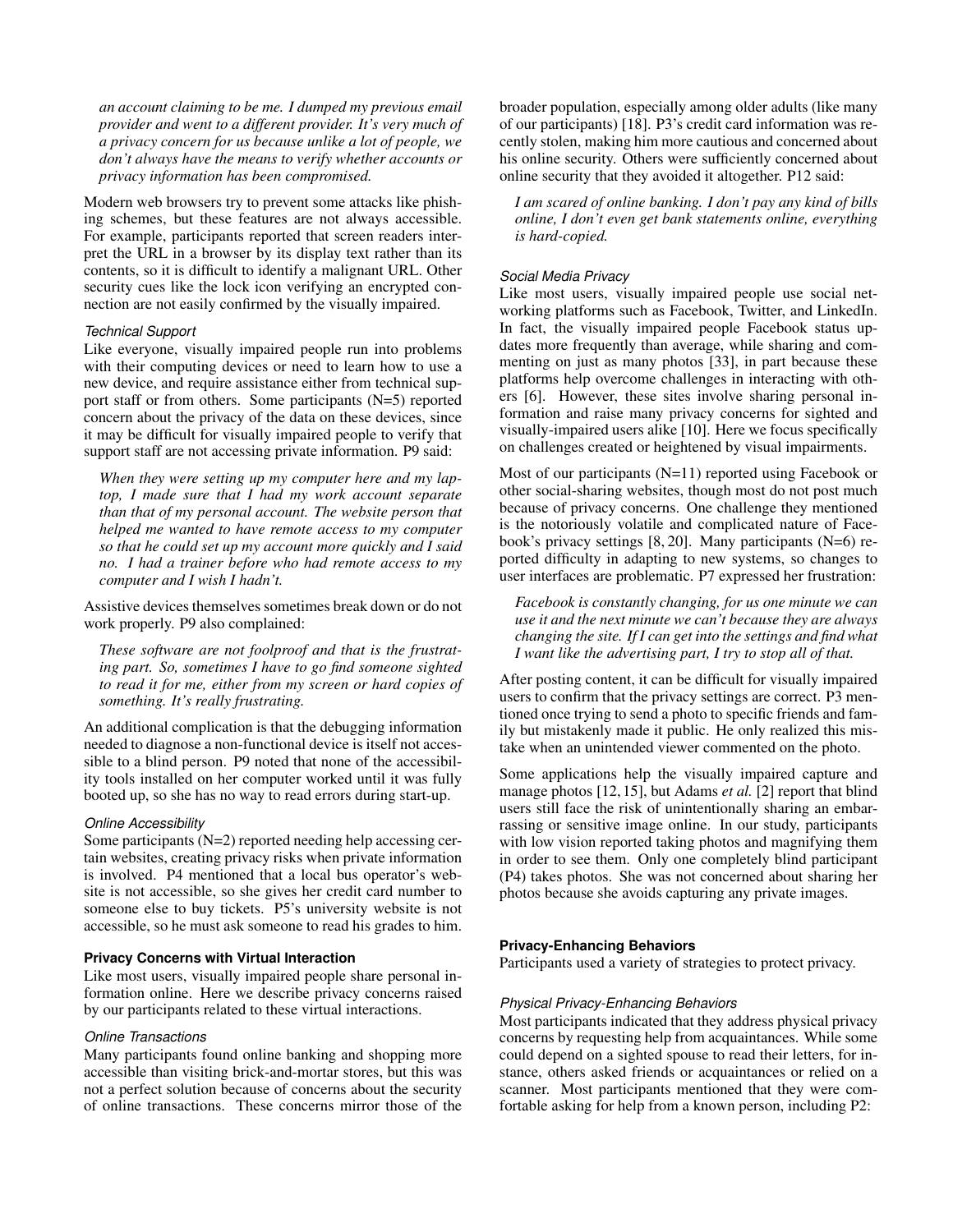*an account claiming to be me. I dumped my previous email provider and went to a different provider. It's very much of a privacy concern for us because unlike a lot of people, we don't always have the means to verify whether accounts or privacy information has been compromised.*

Modern web browsers try to prevent some attacks like phishing schemes, but these features are not always accessible. For example, participants reported that screen readers interpret the URL in a browser by its display text rather than its contents, so it is difficult to identify a malignant URL. Other security cues like the lock icon verifying an encrypted connection are not easily confirmed by the visually impaired.

#### *Technical Support*

Like everyone, visually impaired people run into problems with their computing devices or need to learn how to use a new device, and require assistance either from technical support staff or from others. Some participants (N=5) reported concern about the privacy of the data on these devices, since it may be difficult for visually impaired people to verify that support staff are not accessing private information. P9 said:

*When they were setting up my computer here and my laptop, I made sure that I had my work account separate than that of my personal account. The website person that helped me wanted to have remote access to my computer so that he could set up my account more quickly and I said no. I had a trainer before who had remote access to my computer and I wish I hadn't.*

Assistive devices themselves sometimes break down or do not work properly. P9 also complained:

*These software are not foolproof and that is the frustrating part. So, sometimes I have to go find someone sighted to read it for me, either from my screen or hard copies of something. It's really frustrating.*

An additional complication is that the debugging information needed to diagnose a non-functional device is itself not accessible to a blind person. P9 noted that none of the accessibility tools installed on her computer worked until it was fully booted up, so she has no way to read errors during start-up.

#### *Online Accessibility*

Some participants (N=2) reported needing help accessing certain websites, creating privacy risks when private information is involved. P4 mentioned that a local bus operator's website is not accessible, so she gives her credit card number to someone else to buy tickets. P5's university website is not accessible, so he must ask someone to read his grades to him.

### Privacy Concerns with Virtual Interaction

Like most users, visually impaired people share personal information online. Here we describe privacy concerns raised by our participants related to these virtual interactions.

#### *Online Transactions*

Many participants found online banking and shopping more accessible than visiting brick-and-mortar stores, but this was not a perfect solution because of concerns about the security of online transactions. These concerns mirror those of the broader population, especially among older adults (like many of our participants) [18]. P3's credit card information was recently stolen, making him more cautious and concerned about his online security. Others were sufficiently concerned about online security that they avoided it altogether. P12 said:

*I am scared of online banking. I don't pay any kind of bills online, I don't even get bank statements online, everything is hard-copied.*

#### *Social Media Privacy*

Like most users, visually impaired people use social networking platforms such as Facebook, Twitter, and LinkedIn. In fact, the visually impaired people Facebook status updates more frequently than average, while sharing and commenting on just as many photos [33], in part because these platforms help overcome challenges in interacting with others [6]. However, these sites involve sharing personal information and raise many privacy concerns for sighted and visually-impaired users alike [10]. Here we focus specifically on challenges created or heightened by visual impairments.

Most of our participants (N=11) reported using Facebook or other social-sharing websites, though most do not post much because of privacy concerns. One challenge they mentioned is the notoriously volatile and complicated nature of Facebook's privacy settings [8, 20]. Many participants (N=6) reported difficulty in adapting to new systems, so changes to user interfaces are problematic. P7 expressed her frustration:

*Facebook is constantly changing, for us one minute we can use it and the next minute we can't because they are always changing the site. If I can get into the settings and find what I want like the advertising part, I try to stop all of that.*

After posting content, it can be difficult for visually impaired users to confirm that the privacy settings are correct. P3 mentioned once trying to send a photo to specific friends and family but mistakenly made it public. He only realized this mistake when an unintended viewer commented on the photo.

Some applications help the visually impaired capture and manage photos [12, 15], but Adams *et al.* [2] report that blind users still face the risk of unintentionally sharing an embarrassing or sensitive image online. In our study, participants with low vision reported taking photos and magnifying them in order to see them. Only one completely blind participant (P4) takes photos. She was not concerned about sharing her photos because she avoids capturing any private images.

### Privacy-Enhancing Behaviors

Participants used a variety of strategies to protect privacy.

#### *Physical Privacy-Enhancing Behaviors*

Most participants indicated that they address physical privacy concerns by requesting help from acquaintances. While some could depend on a sighted spouse to read their letters, for instance, others asked friends or acquaintances or relied on a scanner. Most participants mentioned that they were comfortable asking for help from a known person, including P2: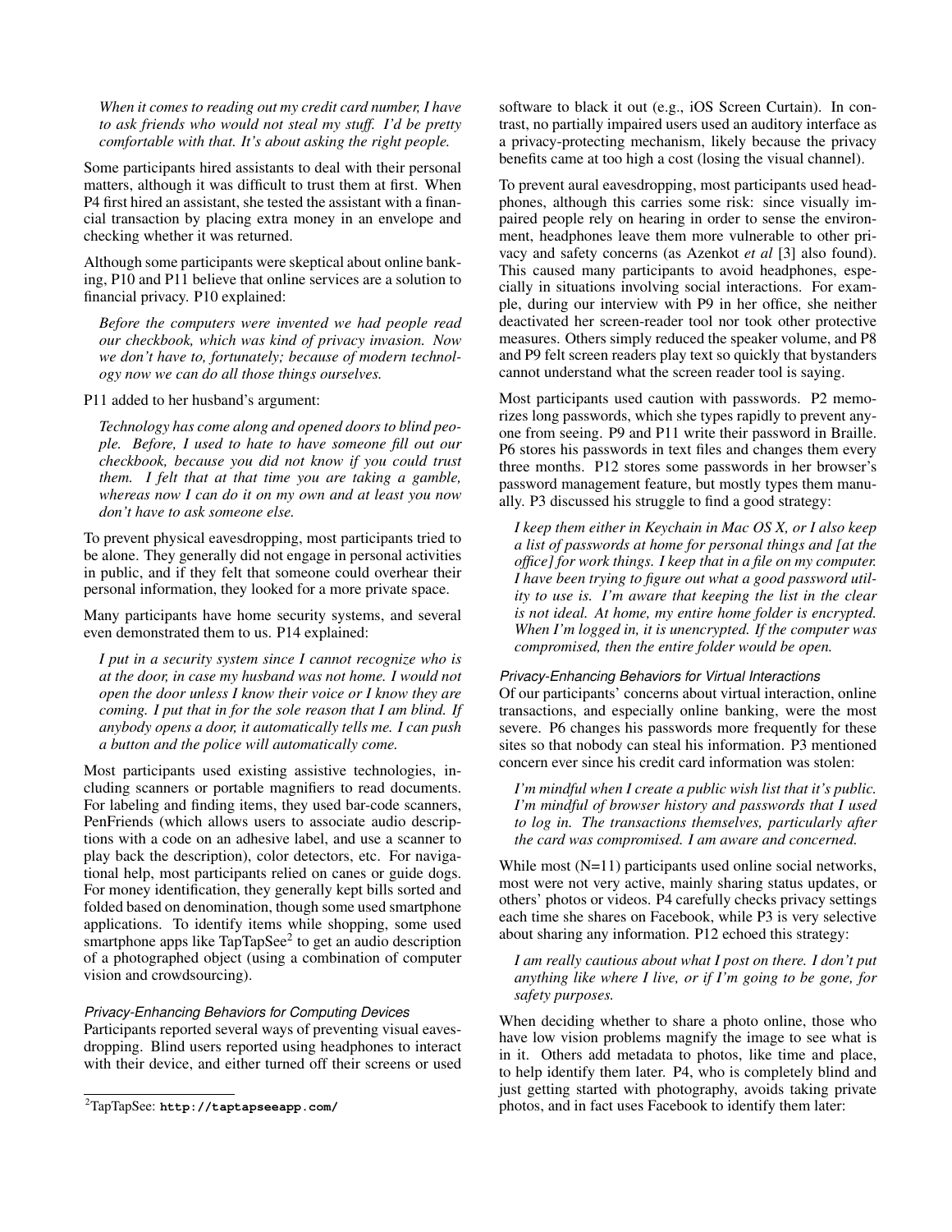*When it comes to reading out my credit card number, I have to ask friends who would not steal my stuff. I'd be pretty comfortable with that. It's about asking the right people.*

Some participants hired assistants to deal with their personal matters, although it was difficult to trust them at first. When P4 first hired an assistant, she tested the assistant with a financial transaction by placing extra money in an envelope and checking whether it was returned.

Although some participants were skeptical about online banking, P10 and P11 believe that online services are a solution to financial privacy. P10 explained:

*Before the computers were invented we had people read our checkbook, which was kind of privacy invasion. Now we don't have to, fortunately; because of modern technology now we can do all those things ourselves.*

P11 added to her husband's argument:

*Technology has come along and opened doors to blind people. Before, I used to hate to have someone fill out our checkbook, because you did not know if you could trust them. I felt that at that time you are taking a gamble, whereas now I can do it on my own and at least you now don't have to ask someone else.*

To prevent physical eavesdropping, most participants tried to be alone. They generally did not engage in personal activities in public, and if they felt that someone could overhear their personal information, they looked for a more private space.

Many participants have home security systems, and several even demonstrated them to us. P14 explained:

*I put in a security system since I cannot recognize who is at the door, in case my husband was not home. I would not open the door unless I know their voice or I know they are coming. I put that in for the sole reason that I am blind. If anybody opens a door, it automatically tells me. I can push a button and the police will automatically come.*

Most participants used existing assistive technologies, including scanners or portable magnifiers to read documents. For labeling and finding items, they used bar-code scanners, PenFriends (which allows users to associate audio descriptions with a code on an adhesive label, and use a scanner to play back the description), color detectors, etc. For navigational help, most participants relied on canes or guide dogs. For money identification, they generally kept bills sorted and folded based on denomination, though some used smartphone applications. To identify items while shopping, some used smartphone apps like TapTapSee[2] to get an audio description of a photographed object (using a combination of computer vision and crowdsourcing).

### *Privacy-Enhancing Behaviors for Computing Devices*

Participants reported several ways of preventing visual eavesdropping. Blind users reported using headphones to interact with their device, and either turned off their screens or used software to black it out (e.g., iOS Screen Curtain). In contrast, no partially impaired users used an auditory interface as a privacy-protecting mechanism, likely because the privacy benefits came at too high a cost (losing the visual channel).

To prevent aural eavesdropping, most participants used headphones, although this carries some risk: since visually impaired people rely on hearing in order to sense the environment, headphones leave them more vulnerable to other privacy and safety concerns (as Azenkot *et al* [3] also found). This caused many participants to avoid headphones, especially in situations involving social interactions. For example, during our interview with P9 in her office, she neither deactivated her screen-reader tool nor took other protective measures. Others simply reduced the speaker volume, and P8 and P9 felt screen readers play text so quickly that bystanders cannot understand what the screen reader tool is saying.

Most participants used caution with passwords. P2 memorizes long passwords, which she types rapidly to prevent anyone from seeing. P9 and P11 write their password in Braille. P6 stores his passwords in text files and changes them every three months. P12 stores some passwords in her browser's password management feature, but mostly types them manually. P3 discussed his struggle to find a good strategy:

*I keep them either in Keychain in Mac OS X, or I also keep a list of passwords at home for personal things and [at the office] for work things. I keep that in a file on my computer. I have been trying to figure out what a good password utility to use is. I'm aware that keeping the list in the clear is not ideal. At home, my entire home folder is encrypted. When I'm logged in, it is unencrypted. If the computer was compromised, then the entire folder would be open.*

### *Privacy-Enhancing Behaviors for Virtual Interactions*

Of our participants' concerns about virtual interaction, online transactions, and especially online banking, were the most severe. P6 changes his passwords more frequently for these sites so that nobody can steal his information. P3 mentioned concern ever since his credit card information was stolen:

*I'm mindful when I create a public wish list that it's public. I'm mindful of browser history and passwords that I used to log in. The transactions themselves, particularly after the card was compromised. I am aware and concerned.*

While most (N=11) participants used online social networks, most were not very active, mainly sharing status updates, or others' photos or videos. P4 carefully checks privacy settings each time she shares on Facebook, while P3 is very selective about sharing any information. P12 echoed this strategy:

*I am really cautious about what I post on there. I don't put anything like where I live, or if I'm going to be gone, for safety purposes.*

When deciding whether to share a photo online, those who have low vision problems magnify the image to see what is in it. Others add metadata to photos, like time and place, to help identify them later. P4, who is completely blind and just getting started with photography, avoids taking private photos, and in fact uses Facebook to identify them later:

[2] TapTapSee: **http://taptapseeapp.com/**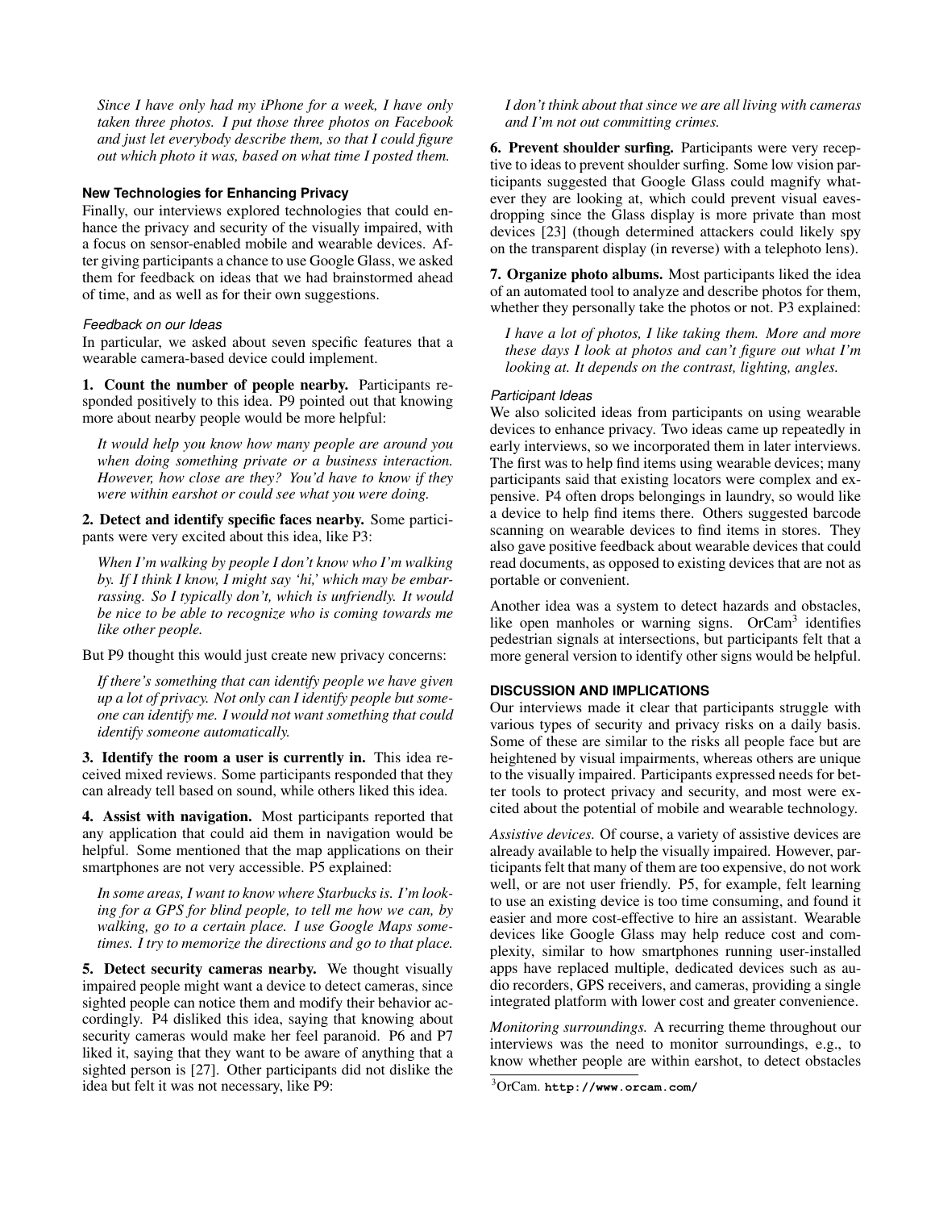*Since I have only had my iPhone for a week, I have only taken three photos. I put those three photos on Facebook and just let everybody describe them, so that I could figure out which photo it was, based on what time I posted them.*

### New Technologies for Enhancing Privacy

Finally, our interviews explored technologies that could enhance the privacy and security of the visually impaired, with a focus on sensor-enabled mobile and wearable devices. After giving participants a chance to use Google Glass, we asked them for feedback on ideas that we had brainstormed ahead of time, and as well as for their own suggestions.

#### *Feedback on our Ideas*

In particular, we asked about seven specific features that a wearable camera-based device could implement.

**1. Count the number of people nearby.** Participants responded positively to this idea. P9 pointed out that knowing more about nearby people would be more helpful:

*It would help you know how many people are around you when doing something private or a business interaction. However, how close are they? You'd have to know if they were within earshot or could see what you were doing.*

**2. Detect and identify specific faces nearby.** Some participants were very excited about this idea, like P3:

*When I'm walking by people I don't know who I'm walking by. If I think I know, I might say 'hi,' which may be embarrassing. So I typically don't, which is unfriendly. It would be nice to be able to recognize who is coming towards me like other people.*

But P9 thought this would just create new privacy concerns:

*If there's something that can identify people we have given up a lot of privacy. Not only can I identify people but someone can identify me. I would not want something that could identify someone automatically.*

**3. Identify the room a user is currently in.** This idea received mixed reviews. Some participants responded that they can already tell based on sound, while others liked this idea.

**4. Assist with navigation.** Most participants reported that any application that could aid them in navigation would be helpful. Some mentioned that the map applications on their smartphones are not very accessible. P5 explained:

*In some areas, I want to know where Starbucks is. I'm looking for a GPS for blind people, to tell me how we can, by walking, go to a certain place. I use Google Maps sometimes. I try to memorize the directions and go to that place.*

**5. Detect security cameras nearby.** We thought visually impaired people might want a device to detect cameras, since sighted people can notice them and modify their behavior accordingly. P4 disliked this idea, saying that knowing about security cameras would make her feel paranoid. P6 and P7 liked it, saying that they want to be aware of anything that a sighted person is [27]. Other participants did not dislike the idea but felt it was not necessary, like P9:

*I don't think about that since we are all living with cameras and I'm not out committing crimes.*

**6. Prevent shoulder surfing.** Participants were very receptive to ideas to prevent shoulder surfing. Some low vision participants suggested that Google Glass could magnify whatever they are looking at, which could prevent visual eavesdropping since the Glass display is more private than most devices [23] (though determined attackers could likely spy on the transparent display (in reverse) with a telephoto lens).

**7. Organize photo albums.** Most participants liked the idea of an automated tool to analyze and describe photos for them, whether they personally take the photos or not. P3 explained:

*I have a lot of photos, I like taking them. More and more these days I look at photos and can't figure out what I'm looking at. It depends on the contrast, lighting, angles.*

#### *Participant Ideas*

We also solicited ideas from participants on using wearable devices to enhance privacy. Two ideas came up repeatedly in early interviews, so we incorporated them in later interviews. The first was to help find items using wearable devices; many participants said that existing locators were complex and expensive. P4 often drops belongings in laundry, so would like a device to help find items there. Others suggested barcode scanning on wearable devices to find items in stores. They also gave positive feedback about wearable devices that could read documents, as opposed to existing devices that are not as portable or convenient.

Another idea was a system to detect hazards and obstacles, like open manholes or warning signs. OrCam[3] identifies pedestrian signals at intersections, but participants felt that a more general version to identify other signs would be helpful.

### DISCUSSION AND IMPLICATIONS

Our interviews made it clear that participants struggle with various types of security and privacy risks on a daily basis. Some of these are similar to the risks all people face but are heightened by visual impairments, whereas others are unique to the visually impaired. Participants expressed needs for better tools to protect privacy and security, and most were excited about the potential of mobile and wearable technology.

*Assistive devices.* Of course, a variety of assistive devices are already available to help the visually impaired. However, participants felt that many of them are too expensive, do not work well, or are not user friendly. P5, for example, felt learning to use an existing device is too time consuming, and found it easier and more cost-effective to hire an assistant. Wearable devices like Google Glass may help reduce cost and complexity, similar to how smartphones running user-installed apps have replaced multiple, dedicated devices such as audio recorders, GPS receivers, and cameras, providing a single integrated platform with lower cost and greater convenience.

*Monitoring surroundings.* A recurring theme throughout our interviews was the need to monitor surroundings, e.g., to know whether people are within earshot, to detect obstacles

[3] OrCam. http://www.orcam.com/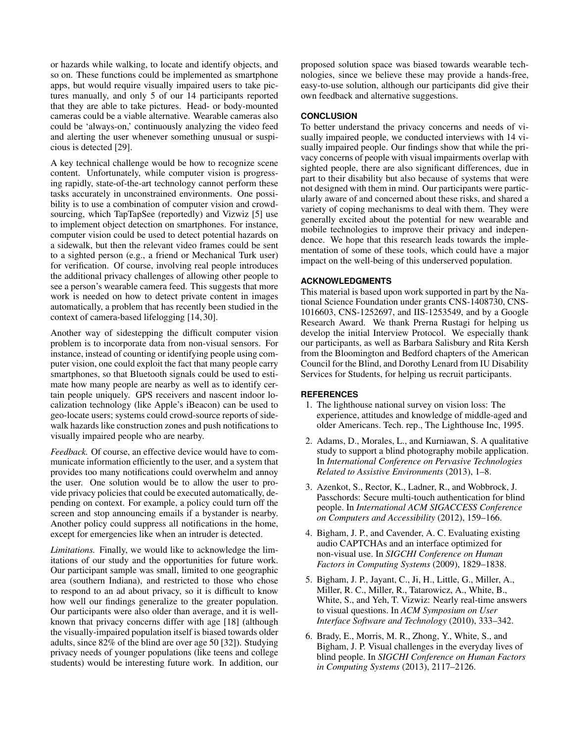or hazards while walking, to locate and identify objects, and so on. These functions could be implemented as smartphone apps, but would require visually impaired users to take pictures manually, and only 5 of our 14 participants reported that they are able to take pictures. Head- or body-mounted cameras could be a viable alternative. Wearable cameras also could be 'always-on,' continuously analyzing the video feed and alerting the user whenever something unusual or suspicious is detected [29].

A key technical challenge would be how to recognize scene content. Unfortunately, while computer vision is progressing rapidly, state-of-the-art technology cannot perform these tasks accurately in unconstrained environments. One possibility is to use a combination of computer vision and crowdsourcing, which TapTapSee (reportedly) and Vizwiz [5] use to implement object detection on smartphones. For instance, computer vision could be used to detect potential hazards on a sidewalk, but then the relevant video frames could be sent to a sighted person (e.g., a friend or Mechanical Turk user) for verification. Of course, involving real people introduces the additional privacy challenges of allowing other people to see a person's wearable camera feed. This suggests that more work is needed on how to detect private content in images automatically, a problem that has recently been studied in the context of camera-based lifelogging [14, 30].

Another way of sidestepping the difficult computer vision problem is to incorporate data from non-visual sensors. For instance, instead of counting or identifying people using computer vision, one could exploit the fact that many people carry smartphones, so that Bluetooth signals could be used to estimate how many people are nearby as well as to identify certain people uniquely. GPS receivers and nascent indoor localization technology (like Apple's iBeacon) can be used to geo-locate users; systems could crowd-source reports of sidewalk hazards like construction zones and push notifications to visually impaired people who are nearby.

*Feedback.* Of course, an effective device would have to communicate information efficiently to the user, and a system that provides too many notifications could overwhelm and annoy the user. One solution would be to allow the user to provide privacy policies that could be executed automatically, depending on context. For example, a policy could turn off the screen and stop announcing emails if a bystander is nearby. Another policy could suppress all notifications in the home, except for emergencies like when an intruder is detected.

*Limitations.* Finally, we would like to acknowledge the limitations of our study and the opportunities for future work. Our participant sample was small, limited to one geographic area (southern Indiana), and restricted to those who chose to respond to an ad about privacy, so it is difficult to know how well our findings generalize to the greater population. Our participants were also older than average, and it is well-known that privacy concerns differ with age [18] (although the visually-impaired population itself is biased towards older adults, since 82% of the blind are over age 50 [32]). Studying privacy needs of younger populations (like teens and college students) would be interesting future work. In addition, our proposed solution space was biased towards wearable technologies, since we believe these may provide a hands-free, easy-to-use solution, although our participants did give their own feedback and alternative suggestions.

## CONCLUSION

To better understand the privacy concerns and needs of visually impaired people, we conducted interviews with 14 visually impaired people. Our findings show that while the privacy concerns of people with visual impairments overlap with sighted people, there are also significant differences, due in part to their disability but also because of systems that were not designed with them in mind. Our participants were particularly aware of and concerned about these risks, and shared a variety of coping mechanisms to deal with them. They were generally excited about the potential for new wearable and mobile technologies to improve their privacy and independence. We hope that this research leads towards the implementation of some of these tools, which could have a major impact on the well-being of this underserved population.

## ACKNOWLEDGMENTS

This material is based upon work supported in part by the National Science Foundation under grants CNS-1408730, CNS-1016603, CNS-1252697, and IIS-1253549, and by a Google Research Award. We thank Prerna Rustagi for helping us develop the initial Interview Protocol. We especially thank our participants, as well as Barbara Salisbury and Rita Kersh from the Bloomington and Bedford chapters of the American Council for the Blind, and Dorothy Lenard from IU Disability Services for Students, for helping us recruit participants.

## REFERENCES

1. The lighthouse national survey on vision loss: The experience, attitudes and knowledge of middle-aged and older Americans. Tech. rep., The Lighthouse Inc, 1995.
2. Adams, D., Morales, L., and Kurniawan, S. A qualitative study to support a blind photography mobile application. In *International Conference on Pervasive Technologies Related to Assistive Environments* (2013), 1–8.
3. Azenkot, S., Rector, K., Ladner, R., and Wobbrock, J. Passchords: Secure multi-touch authentication for blind people. In *International ACM SIGACCESS Conference on Computers and Accessibility* (2012), 159–166.
4. Bigham, J. P., and Cavender, A. C. Evaluating existing audio CAPTCHAs and an interface optimized for non-visual use. In *SIGCHI Conference on Human Factors in Computing Systems* (2009), 1829–1838.
5. Bigham, J. P., Jayant, C., Ji, H., Little, G., Miller, A., Miller, R. C., Miller, R., Tatarowicz, A., White, B., White, S., and Yeh, T. Vizwiz: Nearly real-time answers to visual questions. In *ACM Symposium on User Interface Software and Technology* (2010), 333–342.
6. Brady, E., Morris, M. R., Zhong, Y., White, S., and Bigham, J. P. Visual challenges in the everyday lives of blind people. In *SIGCHI Conference on Human Factors in Computing Systems* (2013), 2117–2126.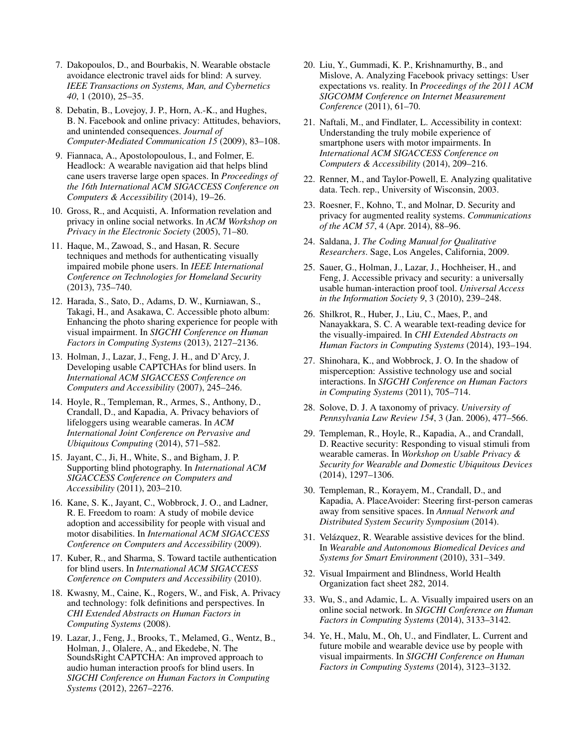7. Dakopoulos, D., and Bourbakis, N. Wearable obstacle avoidance electronic travel aids for blind: A survey. *IEEE Transactions on Systems, Man, and Cybernetics 40*, 1 (2010), 25–35.
8. Debatin, B., Lovejoy, J. P., Horn, A.-K., and Hughes, B. N. Facebook and online privacy: Attitudes, behaviors, and unintended consequences. *Journal of Computer-Mediated Communication 15* (2009), 83–108.
9. Fiannaca, A., Apostolopoulous, I., and Folmer, E. Headlock: A wearable navigation aid that helps blind cane users traverse large open spaces. In *Proceedings of the 16th International ACM SIGACCESS Conference on Computers & Accessibility* (2014), 19–26.
10. Gross, R., and Acquisti, A. Information revelation and privacy in online social networks. In *ACM Workshop on Privacy in the Electronic Society* (2005), 71–80.
11. Haque, M., Zawoad, S., and Hasan, R. Secure techniques and methods for authenticating visually impaired mobile phone users. In *IEEE International Conference on Technologies for Homeland Security* (2013), 735–740.
12. Harada, S., Sato, D., Adams, D. W., Kurniawan, S., Takagi, H., and Asakawa, C. Accessible photo album: Enhancing the photo sharing experience for people with visual impairment. In *SIGCHI Conference on Human Factors in Computing Systems* (2013), 2127–2136.
13. Holman, J., Lazar, J., Feng, J. H., and D'Arcy, J. Developing usable CAPTCHAs for blind users. In *International ACM SIGACCESS Conference on Computers and Accessibility* (2007), 245–246.
14. Hoyle, R., Templeman, R., Armes, S., Anthony, D., Crandall, D., and Kapadia, A. Privacy behaviors of lifeloggers using wearable cameras. In *ACM International Joint Conference on Pervasive and Ubiquitous Computing* (2014), 571–582.
15. Jayant, C., Ji, H., White, S., and Bigham, J. P. Supporting blind photography. In *International ACM SIGACCESS Conference on Computers and Accessibility* (2011), 203–210.
16. Kane, S. K., Jayant, C., Wobbrock, J. O., and Ladner, R. E. Freedom to roam: A study of mobile device adoption and accessibility for people with visual and motor disabilities. In *International ACM SIGACCESS Conference on Computers and Accessibility* (2009).
17. Kuber, R., and Sharma, S. Toward tactile authentication for blind users. In *International ACM SIGACCESS Conference on Computers and Accessibility* (2010).
18. Kwasny, M., Caine, K., Rogers, W., and Fisk, A. Privacy and technology: folk definitions and perspectives. In *CHI Extended Abstracts on Human Factors in Computing Systems* (2008).
19. Lazar, J., Feng, J., Brooks, T., Melamed, G., Wentz, B., Holman, J., Olalere, A., and Ekedebe, N. The SoundsRight CAPTCHA: An improved approach to audio human interaction proofs for blind users. In *SIGCHI Conference on Human Factors in Computing Systems* (2012), 2267–2276.
20. Liu, Y., Gummadi, K. P., Krishnamurthy, B., and Mislove, A. Analyzing Facebook privacy settings: User expectations vs. reality. In *Proceedings of the 2011 ACM SIGCOMM Conference on Internet Measurement Conference* (2011), 61–70.
21. Naftali, M., and Findlater, L. Accessibility in context: Understanding the truly mobile experience of smartphone users with motor impairments. In *International ACM SIGACCESS Conference on Computers & Accessibility* (2014), 209–216.
22. Renner, M., and Taylor-Powell, E. Analyzing qualitative data. Tech. rep., University of Wisconsin, 2003.
23. Roesner, F., Kohno, T., and Molnar, D. Security and privacy for augmented reality systems. *Communications of the ACM 57*, 4 (Apr. 2014), 88–96.
24. Saldana, J. *The Coding Manual for Qualitative Researchers*. Sage, Los Angeles, California, 2009.
25. Sauer, G., Holman, J., Lazar, J., Hochheiser, H., and Feng, J. Accessible privacy and security: a universally usable human-interaction proof tool. *Universal Access in the Information Society 9*, 3 (2010), 239–248.
26. Shilkrot, R., Huber, J., Liu, C., Maes, P., and Nanayakkara, S. C. A wearable text-reading device for the visually-impaired. In *CHI Extended Abstracts on Human Factors in Computing Systems* (2014), 193–194.
27. Shinohara, K., and Wobbrock, J. O. In the shadow of misperception: Assistive technology use and social interactions. In *SIGCHI Conference on Human Factors in Computing Systems* (2011), 705–714.
28. Solove, D. J. A taxonomy of privacy. *University of Pennsylvania Law Review 154*, 3 (Jan. 2006), 477–566.
29. Templeman, R., Hoyle, R., Kapadia, A., and Crandall, D. Reactive security: Responding to visual stimuli from wearable cameras. In *Workshop on Usable Privacy & Security for Wearable and Domestic Ubiquitous Devices* (2014), 1297–1306.
30. Templeman, R., Korayem, M., Crandall, D., and Kapadia, A. PlaceAvoider: Steering first-person cameras away from sensitive spaces. In *Annual Network and Distributed System Security Symposium* (2014).
31. Velázquez, R. Wearable assistive devices for the blind. In *Wearable and Autonomous Biomedical Devices and Systems for Smart Environment* (2010), 331–349.
32. Visual Impairment and Blindness, World Health Organization fact sheet 282, 2014.
33. Wu, S., and Adamic, L. A. Visually impaired users on an online social network. In *SIGCHI Conference on Human Factors in Computing Systems* (2014), 3133–3142.
34. Ye, H., Malu, M., Oh, U., and Findlater, L. Current and future mobile and wearable device use by people with visual impairments. In *SIGCHI Conference on Human Factors in Computing Systems* (2014), 3123–3132.